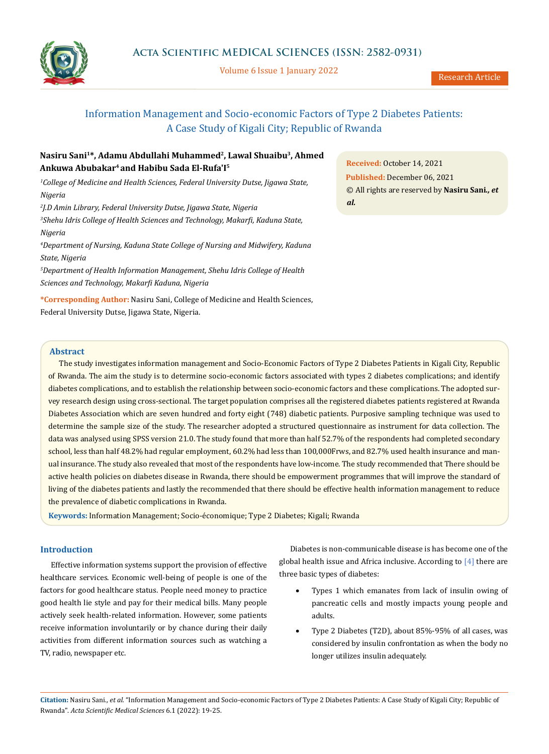# Information Management and Socio-economic Factors of Type 2 Diabetes Patients: A Case Study of Kigali City; Republic of Rwanda

**Nasiru Sani[1]*, Adamu Abdullahi Muhammed[2], Lawal Shuaibu[3], Ahmed Ankuwa Abubakar[4] and Habibu Sada El-Rufa'I[5]**

[1]*College of Medicine and Health Sciences, Federal University Dutse, Jigawa State, Nigeria*

[2]*J.D Amin Library, Federal University Dutse, Jigawa State, Nigeria*

[3]*Shehu Idris College of Health Sciences and Technology, Makarfi, Kaduna State, Nigeria*

[4]*Department of Nursing, Kaduna State College of Nursing and Midwifery, Kaduna State, Nigeria*

[5]*Department of Health Information Management, Shehu Idris College of Health Sciences and Technology, Makarfi Kaduna, Nigeria*

**\*Corresponding Author:** Nasiru Sani, College of Medicine and Health Sciences, Federal University Dutse, Jigawa State, Nigeria.

**Received:** October 14, 2021
**Published:** December 06, 2021
© All rights are reserved by **Nasiru Sani., *et al.***

## Abstract

The study investigates information management and Socio-Economic Factors of Type 2 Diabetes Patients in Kigali City, Republic of Rwanda. The aim the study is to determine socio-economic factors associated with types 2 diabetes complications; and identify diabetes complications, and to establish the relationship between socio-economic factors and these complications. The adopted survey research design using cross-sectional. The target population comprises all the registered diabetes patients registered at Rwanda Diabetes Association which are seven hundred and forty eight (748) diabetic patients. Purposive sampling technique was used to determine the sample size of the study. The researcher adopted a structured questionnaire as instrument for data collection. The data was analysed using SPSS version 21.0. The study found that more than half 52.7% of the respondents had completed secondary school, less than half 48.2% had regular employment, 60.2% had less than 100,000Frws, and 82.7% used health insurance and manual insurance. The study also revealed that most of the respondents have low-income. The study recommended that There should be active health policies on diabetes disease in Rwanda, there should be empowerment programmes that will improve the standard of living of the diabetes patients and lastly the recommended that there should be effective health information management to reduce the prevalence of diabetic complications in Rwanda.

**Keywords:** Information Management; Socio-économique; Type 2 Diabetes; Kigali; Rwanda

## Introduction

Effective information systems support the provision of effective healthcare services. Economic well-being of people is one of the factors for good healthcare status. People need money to practice good health lie style and pay for their medical bills. Many people actively seek health-related information. However, some patients receive information involuntarily or by chance during their daily activities from different information sources such as watching a TV, radio, newspaper etc.

Diabetes is non-communicable disease is has become one of the global health issue and Africa inclusive. According to [4] there are three basic types of diabetes:

- Types 1 which emanates from lack of insulin owing of pancreatic cells and mostly impacts young people and adults.
- Type 2 Diabetes (T2D), about 85%-95% of all cases, was considered by insulin confrontation as when the body no longer utilizes insulin adequately.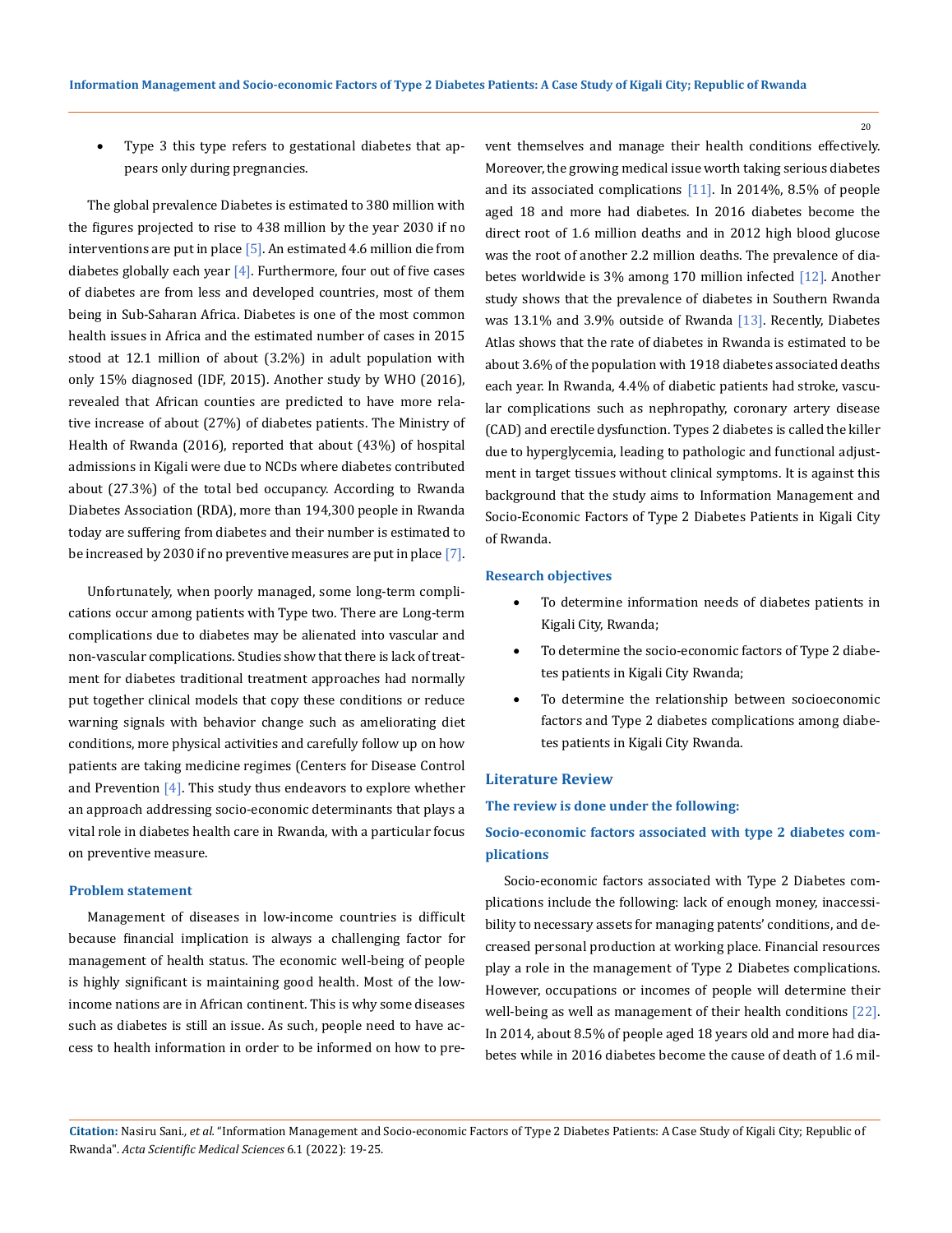- Type 3 this type refers to gestational diabetes that appears only during pregnancies.

The global prevalence Diabetes is estimated to 380 million with the figures projected to rise to 438 million by the year 2030 if no interventions are put in place [5]. An estimated 4.6 million die from diabetes globally each year [4]. Furthermore, four out of five cases of diabetes are from less and developed countries, most of them being in Sub-Saharan Africa. Diabetes is one of the most common health issues in Africa and the estimated number of cases in 2015 stood at 12.1 million of about (3.2%) in adult population with only 15% diagnosed (IDF, 2015). Another study by WHO (2016), revealed that African counties are predicted to have more relative increase of about (27%) of diabetes patients. The Ministry of Health of Rwanda (2016), reported that about (43%) of hospital admissions in Kigali were due to NCDs where diabetes contributed about (27.3%) of the total bed occupancy. According to Rwanda Diabetes Association (RDA), more than 194,300 people in Rwanda today are suffering from diabetes and their number is estimated to be increased by 2030 if no preventive measures are put in place [7].

Unfortunately, when poorly managed, some long-term complications occur among patients with Type two. There are Long-term complications due to diabetes may be alienated into vascular and non-vascular complications. Studies show that there is lack of treatment for diabetes traditional treatment approaches had normally put together clinical models that copy these conditions or reduce warning signals with behavior change such as ameliorating diet conditions, more physical activities and carefully follow up on how patients are taking medicine regimes (Centers for Disease Control and Prevention [4]. This study thus endeavors to explore whether an approach addressing socio-economic determinants that plays a vital role in diabetes health care in Rwanda, with a particular focus on preventive measure.

### Problem statement

Management of diseases in low-income countries is difficult because financial implication is always a challenging factor for management of health status. The economic well-being of people is highly significant is maintaining good health. Most of the low-income nations are in African continent. This is why some diseases such as diabetes is still an issue. As such, people need to have access to health information in order to be informed on how to prevent themselves and manage their health conditions effectively. Moreover, the growing medical issue worth taking serious diabetes and its associated complications [11]. In 2014%, 8.5% of people aged 18 and more had diabetes. In 2016 diabetes become the direct root of 1.6 million deaths and in 2012 high blood glucose was the root of another 2.2 million deaths. The prevalence of diabetes worldwide is 3% among 170 million infected [12]. Another study shows that the prevalence of diabetes in Southern Rwanda was 13.1% and 3.9% outside of Rwanda [13]. Recently, Diabetes Atlas shows that the rate of diabetes in Rwanda is estimated to be about 3.6% of the population with 1918 diabetes associated deaths each year. In Rwanda, 4.4% of diabetic patients had stroke, vascular complications such as nephropathy, coronary artery disease (CAD) and erectile dysfunction. Types 2 diabetes is called the killer due to hyperglycemia, leading to pathologic and functional adjustment in target tissues without clinical symptoms. It is against this background that the study aims to Information Management and Socio-Economic Factors of Type 2 Diabetes Patients in Kigali City of Rwanda.

### Research objectives

- To determine information needs of diabetes patients in Kigali City, Rwanda;
- To determine the socio-economic factors of Type 2 diabetes patients in Kigali City Rwanda;
- To determine the relationship between socioeconomic factors and Type 2 diabetes complications among diabetes patients in Kigali City Rwanda.

## Literature Review

### The review is done under the following:

### Socio-economic factors associated with type 2 diabetes complications

Socio-economic factors associated with Type 2 Diabetes complications include the following: lack of enough money, inaccessibility to necessary assets for managing patents' conditions, and decreased personal production at working place. Financial resources play a role in the management of Type 2 Diabetes complications. However, occupations or incomes of people will determine their well-being as well as management of their health conditions [22]. In 2014, about 8.5% of people aged 18 years old and more had diabetes while in 2016 diabetes become the cause of death of 1.6 mil-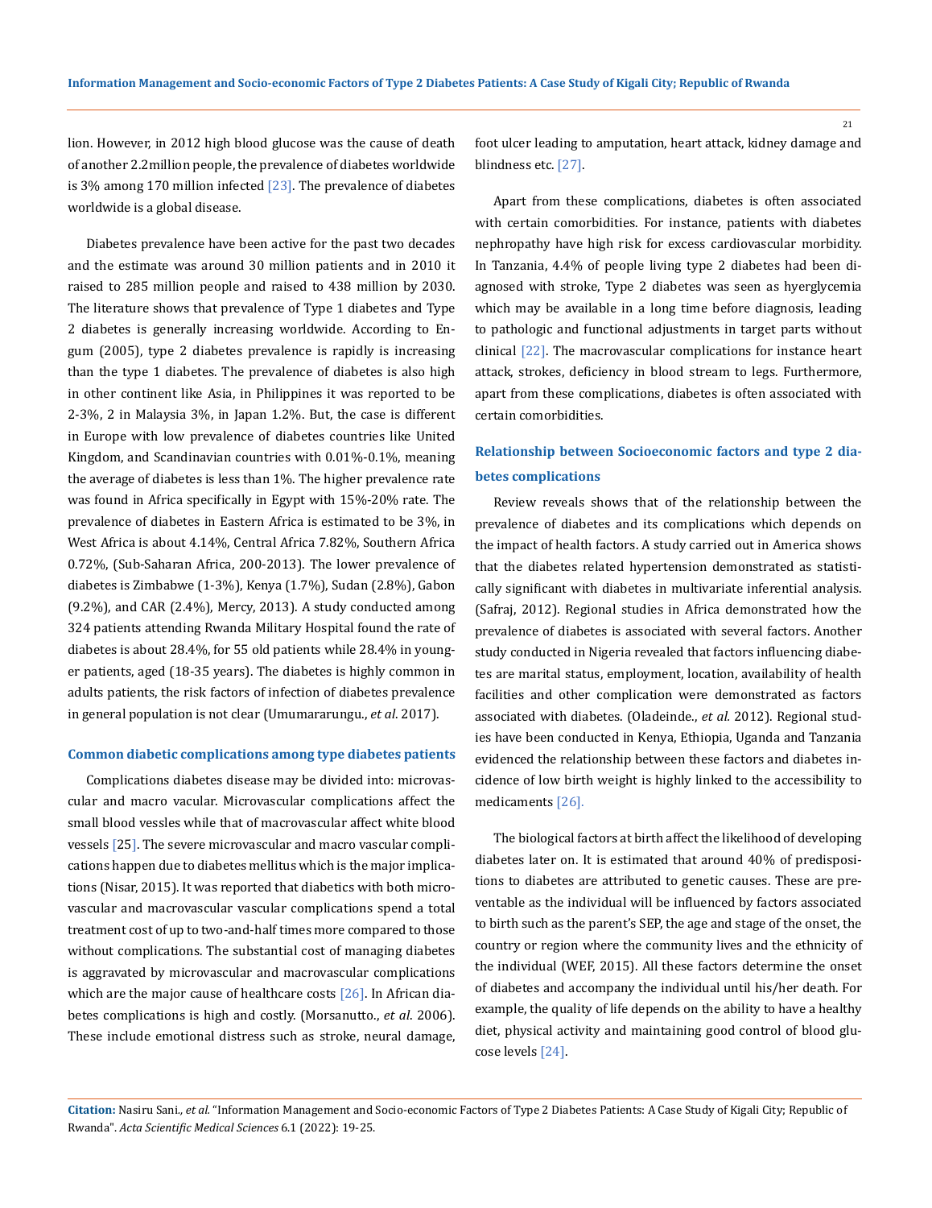lion. However, in 2012 high blood glucose was the cause of death of another 2.2million people, the prevalence of diabetes worldwide is 3% among 170 million infected [23]. The prevalence of diabetes worldwide is a global disease.

Diabetes prevalence have been active for the past two decades and the estimate was around 30 million patients and in 2010 it raised to 285 million people and raised to 438 million by 2030. The literature shows that prevalence of Type 1 diabetes and Type 2 diabetes is generally increasing worldwide. According to Engum (2005), type 2 diabetes prevalence is rapidly is increasing than the type 1 diabetes. The prevalence of diabetes is also high in other continent like Asia, in Philippines it was reported to be 2-3%, 2 in Malaysia 3%, in Japan 1.2%. But, the case is different in Europe with low prevalence of diabetes countries like United Kingdom, and Scandinavian countries with 0.01%-0.1%, meaning the average of diabetes is less than 1%. The higher prevalence rate was found in Africa specifically in Egypt with 15%-20% rate. The prevalence of diabetes in Eastern Africa is estimated to be 3%, in West Africa is about 4.14%, Central Africa 7.82%, Southern Africa 0.72%, (Sub-Saharan Africa, 200-2013). The lower prevalence of diabetes is Zimbabwe (1-3%), Kenya (1.7%), Sudan (2.8%), Gabon (9.2%), and CAR (2.4%), Mercy, 2013). A study conducted among 324 patients attending Rwanda Military Hospital found the rate of diabetes is about 28.4%, for 55 old patients while 28.4% in younger patients, aged (18-35 years). The diabetes is highly common in adults patients, the risk factors of infection of diabetes prevalence in general population is not clear (Umumararungu., *et al*. 2017).

### Common diabetic complications among type diabetes patients

Complications diabetes disease may be divided into: microvascular and macro vacular. Microvascular complications affect the small blood vessels while that of macrovascular affect white blood vessels [25]. The severe microvascular and macro vascular complications happen due to diabetes mellitus which is the major implications (Nisar, 2015). It was reported that diabetics with both microvascular and macrovascular vascular complications spend a total treatment cost of up to two-and-half times more compared to those without complications. The substantial cost of managing diabetes is aggravated by microvascular and macrovascular complications which are the major cause of healthcare costs [26]. In African diabetes complications is high and costly. (Morsanutto., *et al*. 2006). These include emotional distress such as stroke, neural damage, foot ulcer leading to amputation, heart attack, kidney damage and blindness etc. [27].

Apart from these complications, diabetes is often associated with certain comorbidities. For instance, patients with diabetes nephropathy have high risk for excess cardiovascular morbidity. In Tanzania, 4.4% of people living type 2 diabetes had been diagnosed with stroke, Type 2 diabetes was seen as hyerglycemia which may be available in a long time before diagnosis, leading to pathologic and functional adjustments in target parts without clinical [22]. The macrovascular complications for instance heart attack, strokes, deficiency in blood stream to legs. Furthermore, apart from these complications, diabetes is often associated with certain comorbidities.

### Relationship between Socioeconomic factors and type 2 diabetes complications

Review reveals shows that of the relationship between the prevalence of diabetes and its complications which depends on the impact of health factors. A study carried out in America shows that the diabetes related hypertension demonstrated as statistically significant with diabetes in multivariate inferential analysis. (Safraj, 2012). Regional studies in Africa demonstrated how the prevalence of diabetes is associated with several factors. Another study conducted in Nigeria revealed that factors influencing diabetes are marital status, employment, location, availability of health facilities and other complication were demonstrated as factors associated with diabetes. (Oladeinde., *et al*. 2012). Regional studies have been conducted in Kenya, Ethiopia, Uganda and Tanzania evidenced the relationship between these factors and diabetes incidence of low birth weight is highly linked to the accessibility to medicaments [26].

The biological factors at birth affect the likelihood of developing diabetes later on. It is estimated that around 40% of predispositions to diabetes are attributed to genetic causes. These are preventable as the individual will be influenced by factors associated to birth such as the parent's SEP, the age and stage of the onset, the country or region where the community lives and the ethnicity of the individual (WEF, 2015). All these factors determine the onset of diabetes and accompany the individual until his/her death. For example, the quality of life depends on the ability to have a healthy diet, physical activity and maintaining good control of blood glucose levels [24].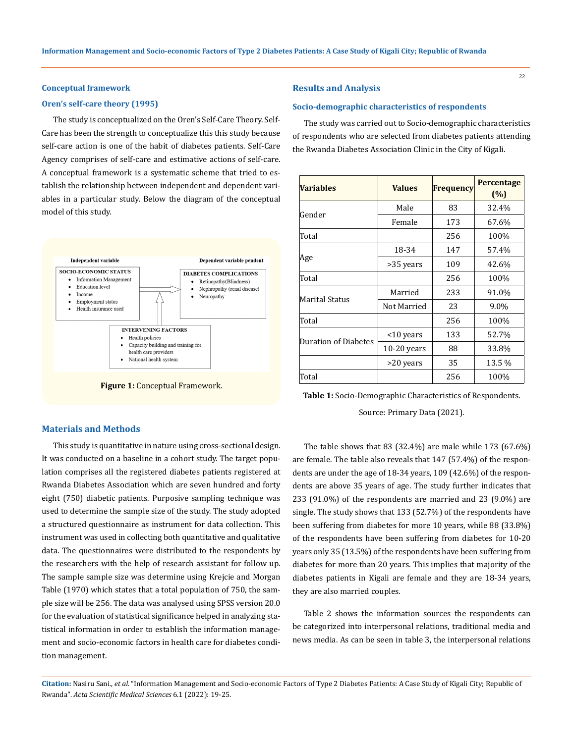## Conceptual framework

### Oren's self-care theory (1995)

The study is conceptualized on the Oren's Self-Care Theory. Self-Care has been the strength to conceptualize this this study because self-care action is one of the habit of diabetes patients. Self-Care Agency comprises of self-care and estimative actions of self-care. A conceptual framework is a systematic scheme that tried to establish the relationship between independent and dependent variables in a particular study. Below the diagram of the conceptual model of this study.

Independent variable | Dependent variable pendent

**SOCIO-ECONOMIC STATUS**
- Information Management
- Education level
- Income
- Employment status
- Health insurance used

**DIABETES COMPLICATIONS**
- Retinopathy(Blindness)
- Nephropathy (renal disease)
- Neuropathy

**INTERVENING FACTORS**
- Health policies
- Capacity building and training for health care providers
- National health system

**Figure 1:** Conceptual Framework.

## Materials and Methods

This study is quantitative in nature using cross-sectional design. It was conducted on a baseline in a cohort study. The target population comprises all the registered diabetes patients registered at Rwanda Diabetes Association which are seven hundred and forty eight (750) diabetic patients. Purposive sampling technique was used to determine the sample size of the study. The study adopted a structured questionnaire as instrument for data collection. This instrument was used in collecting both quantitative and qualitative data. The questionnaires were distributed to the respondents by the researchers with the help of research assistant for follow up. The sample sample size was determine using Krejcie and Morgan Table (1970) which states that a total population of 750, the sample size will be 256. The data was analysed using SPSS version 20.0 for the evaluation of statistical significance helped in analyzing statistical information in order to establish the information management and socio-economic factors in health care for diabetes condition management.

## Results and Analysis

### Socio-demographic characteristics of respondents

The study was carried out to Socio-demographic characteristics of respondents who are selected from diabetes patients attending the Rwanda Diabetes Association Clinic in the City of Kigali.

| Variables | Values | Frequency | Percentage (%) |
|---|---|---|---|
| Gender | Male | 83 | 32.4% |
| | Female | 173 | 67.6% |
| Total | | 256 | 100% |
| Age | 18-34 | 147 | 57.4% |
| | >35 years | 109 | 42.6% |
| Total | | 256 | 100% |
| Marital Status | Married | 233 | 91.0% |
| | Not Married | 23 | 9.0% |
| Total | | 256 | 100% |
| Duration of Diabetes | <10 years | 133 | 52.7% |
| | 10-20 years | 88 | 33.8% |
| | >20 years | 35 | 13.5 % |
| Total | | 256 | 100% |

**Table 1:** Socio-Demographic Characteristics of Respondents.

Source: Primary Data (2021).

The table shows that 83 (32.4%) are male while 173 (67.6%) are female. The table also reveals that 147 (57.4%) of the respondents are under the age of 18-34 years, 109 (42.6%) of the respondents are above 35 years of age. The study further indicates that 233 (91.0%) of the respondents are married and 23 (9.0%) are single. The study shows that 133 (52.7%) of the respondents have been suffering from diabetes for more 10 years, while 88 (33.8%) of the respondents have been suffering from diabetes for 10-20 years only 35 (13.5%) of the respondents have been suffering from diabetes for more than 20 years. This implies that majority of the diabetes patients in Kigali are female and they are 18-34 years, they are also married couples.

Table 2 shows the information sources the respondents can be categorized into interpersonal relations, traditional media and news media. As can be seen in table 3, the interpersonal relations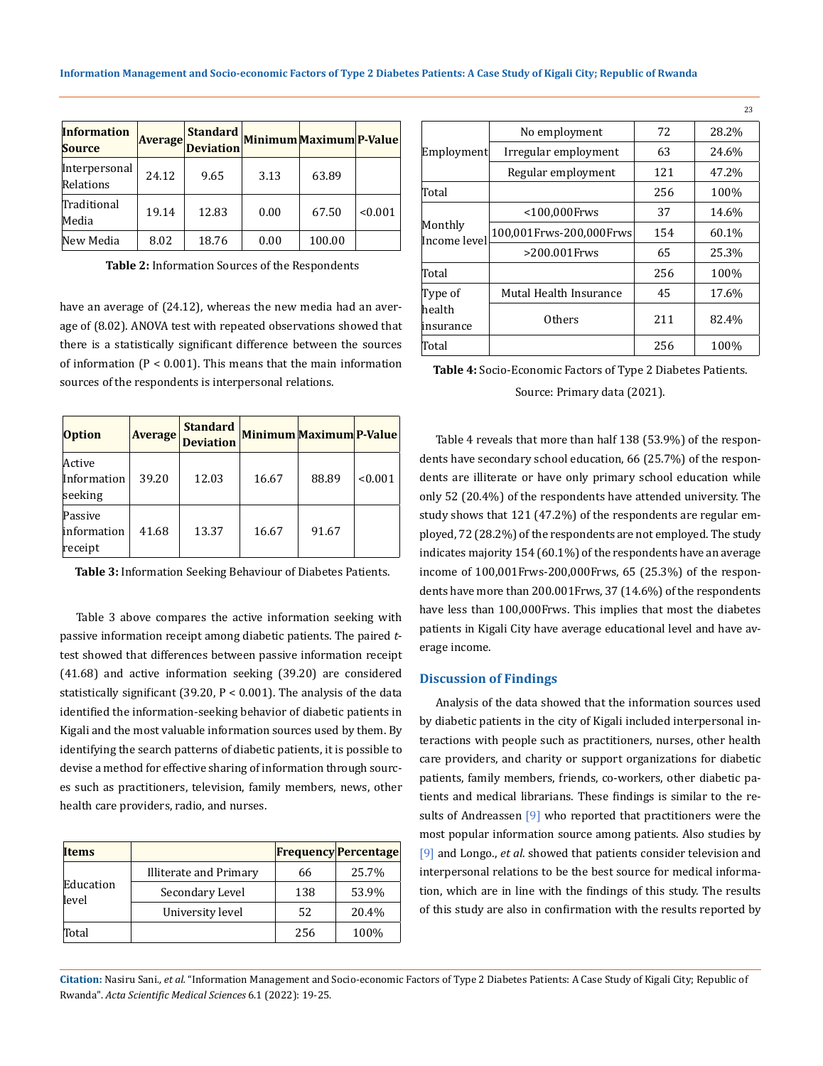| Information Source | Average | Standard Deviation | Minimum | Maximum | P-Value |
|---|---|---|---|---|---|
| Interpersonal Relations | 24.12 | 9.65 | 3.13 | 63.89 | |
| Traditional Media | 19.14 | 12.83 | 0.00 | 67.50 | <0.001 |
| New Media | 8.02 | 18.76 | 0.00 | 100.00 | |

**Table 2:** Information Sources of the Respondents

have an average of (24.12), whereas the new media had an average of (8.02). ANOVA test with repeated observations showed that there is a statistically significant difference between the sources of information ($P < 0.001$). This means that the main information sources of the respondents is interpersonal relations.

| Option | Average | Standard Deviation | Minimum | Maximum | P-Value |
|---|---|---|---|---|---|
| Active Information seeking | 39.20 | 12.03 | 16.67 | 88.89 | <0.001 |
| Passive information receipt | 41.68 | 13.37 | 16.67 | 91.67 | |

**Table 3:** Information Seeking Behaviour of Diabetes Patients.

Table 3 above compares the active information seeking with passive information receipt among diabetic patients. The paired *t*-test showed that differences between passive information receipt (41.68) and active information seeking (39.20) are considered statistically significant (39.20, $P < 0.001$). The analysis of the data identified the information-seeking behavior of diabetic patients in Kigali and the most valuable information sources used by them. By identifying the search patterns of diabetic patients, it is possible to devise a method for effective sharing of information through sources such as practitioners, television, family members, news, other health care providers, radio, and nurses.

| Items | | Frequency | Percentage |
|---|---|---|---|
| Education level | Illiterate and Primary | 66 | 25.7% |
| | Secondary Level | 138 | 53.9% |
| | University level | 52 | 20.4% |
| Total | | 256 | 100% |
| Employment | No employment | 72 | 28.2% |
| | Irregular employment | 63 | 24.6% |
| | Regular employment | 121 | 47.2% |
| Total | | 256 | 100% |
| Monthly Income level | <100,000Frws | 37 | 14.6% |
| | 100,001Frws-200,000Frws | 154 | 60.1% |
| | >200.001Frws | 65 | 25.3% |
| Total | | 256 | 100% |
| Type of health insurance | Mutal Health Insurance | 45 | 17.6% |
| | Others | 211 | 82.4% |
| Total | | 256 | 100% |

**Table 4:** Socio-Economic Factors of Type 2 Diabetes Patients.

Source: Primary data (2021).

Table 4 reveals that more than half 138 (53.9%) of the respondents have secondary school education, 66 (25.7%) of the respondents are illiterate or have only primary school education while only 52 (20.4%) of the respondents have attended university. The study shows that 121 (47.2%) of the respondents are regular employed, 72 (28.2%) of the respondents are not employed. The study indicates majority 154 (60.1%) of the respondents have an average income of 100,001Frws-200,000Frws, 65 (25.3%) of the respondents have more than 200.001Frws, 37 (14.6%) of the respondents have less than 100,000Frws. This implies that most the diabetes patients in Kigali City have average educational level and have average income.

## Discussion of Findings

Analysis of the data showed that the information sources used by diabetic patients in the city of Kigali included interpersonal interactions with people such as practitioners, nurses, other health care providers, and charity or support organizations for diabetic patients, family members, friends, co-workers, other diabetic patients and medical librarians. These findings is similar to the results of Andreassen [9] who reported that practitioners were the most popular information source among patients. Also studies by [9] and Longo., *et al*. showed that patients consider television and interpersonal relations to be the best source for medical information, which are in line with the findings of this study. The results of this study are also in confirmation with the results reported by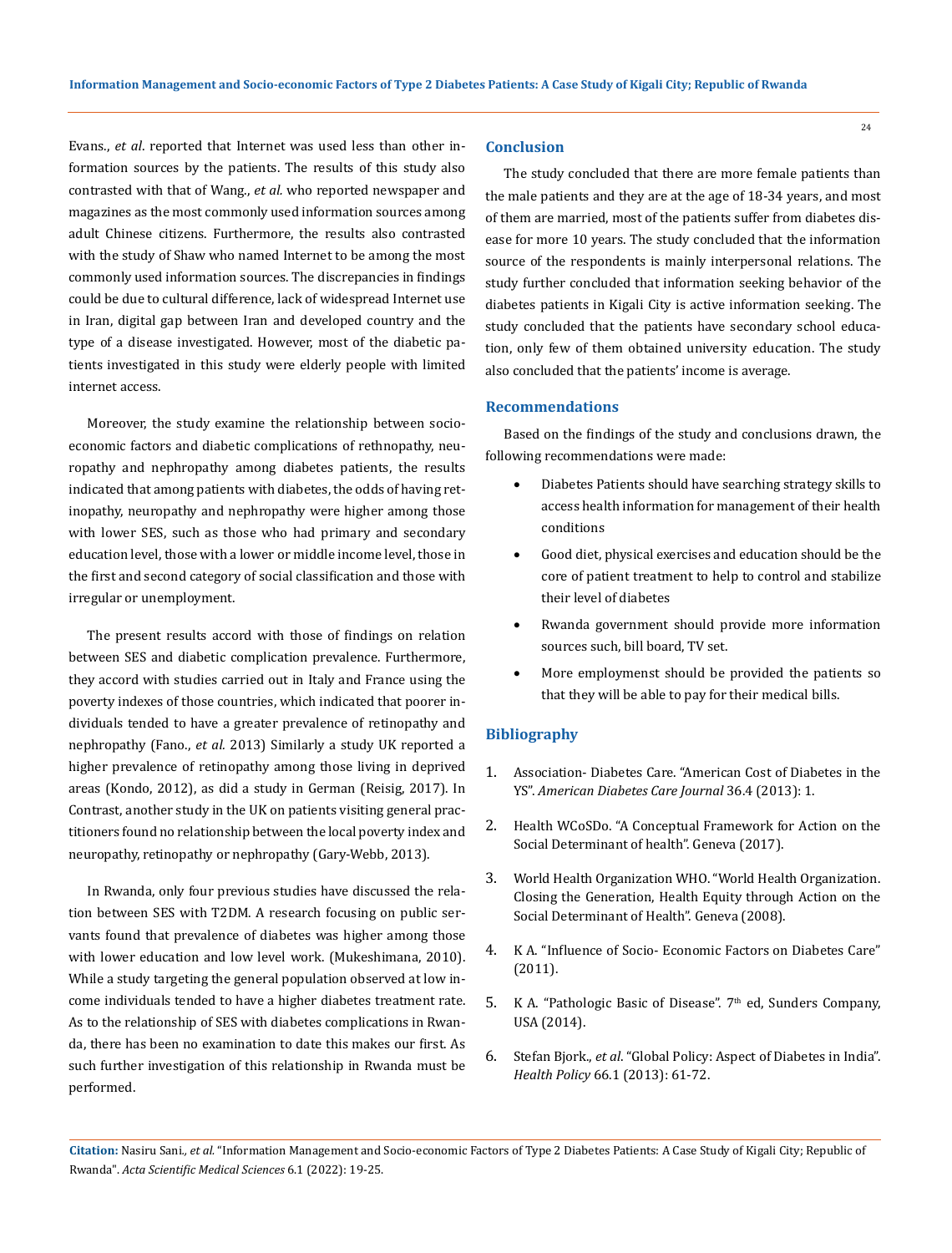Evans., *et al*. reported that Internet was used less than other information sources by the patients. The results of this study also contrasted with that of Wang., *et al*. who reported newspaper and magazines as the most commonly used information sources among adult Chinese citizens. Furthermore, the results also contrasted with the study of Shaw who named Internet to be among the most commonly used information sources. The discrepancies in findings could be due to cultural difference, lack of widespread Internet use in Iran, digital gap between Iran and developed country and the type of a disease investigated. However, most of the diabetic patients investigated in this study were elderly people with limited internet access.

Moreover, the study examine the relationship between socio-economic factors and diabetic complications of rethnopathy, neuropathy and nephropathy among diabetes patients, the results indicated that among patients with diabetes, the odds of having retinopathy, neuropathy and nephropathy were higher among those with lower SES, such as those who had primary and secondary education level, those with a lower or middle income level, those in the first and second category of social classification and those with irregular or unemployment.

The present results accord with those of findings on relation between SES and diabetic complication prevalence. Furthermore, they accord with studies carried out in Italy and France using the poverty indexes of those countries, which indicated that poorer individuals tended to have a greater prevalence of retinopathy and nephropathy (Fano., *et al.* 2013) Similarly a study UK reported a higher prevalence of retinopathy among those living in deprived areas (Kondo, 2012), as did a study in German (Reisig, 2017). In Contrast, another study in the UK on patients visiting general practitioners found no relationship between the local poverty index and neuropathy, retinopathy or nephropathy (Gary-Webb, 2013).

In Rwanda, only four previous studies have discussed the relation between SES with T2DM. A research focusing on public servants found that prevalence of diabetes was higher among those with lower education and low level work. (Mukeshimana, 2010). While a study targeting the general population observed at low income individuals tended to have a higher diabetes treatment rate. As to the relationship of SES with diabetes complications in Rwanda, there has been no examination to date this makes our first. As such further investigation of this relationship in Rwanda must be performed.

## Conclusion

The study concluded that there are more female patients than the male patients and they are at the age of 18-34 years, and most of them are married, most of the patients suffer from diabetes disease for more 10 years. The study concluded that the information source of the respondents is mainly interpersonal relations. The study further concluded that information seeking behavior of the diabetes patients in Kigali City is active information seeking. The study concluded that the patients have secondary school education, only few of them obtained university education. The study also concluded that the patients' income is average.

## Recommendations

Based on the findings of the study and conclusions drawn, the following recommendations were made:

- Diabetes Patients should have searching strategy skills to access health information for management of their health conditions
- Good diet, physical exercises and education should be the core of patient treatment to help to control and stabilize their level of diabetes
- Rwanda government should provide more information sources such, bill board, TV set.
- More employmenst should be provided the patients so that they will be able to pay for their medical bills.

## Bibliography

1. Association- Diabetes Care. "American Cost of Diabetes in the YS". *American Diabetes Care Journal* 36.4 (2013): 1.
2. Health WCoSDo. "A Conceptual Framework for Action on the Social Determinant of health". Geneva (2017).
3. World Health Organization WHO. "World Health Organization. Closing the Generation, Health Equity through Action on the Social Determinant of Health". Geneva (2008).
4. K A. "Influence of Socio- Economic Factors on Diabetes Care" (2011).
5. K A. "Pathologic Basic of Disease". 7th ed, Sunders Company, USA (2014).
6. Stefan Bjork., *et al*. "Global Policy: Aspect of Diabetes in India". *Health Policy* 66.1 (2013): 61-72.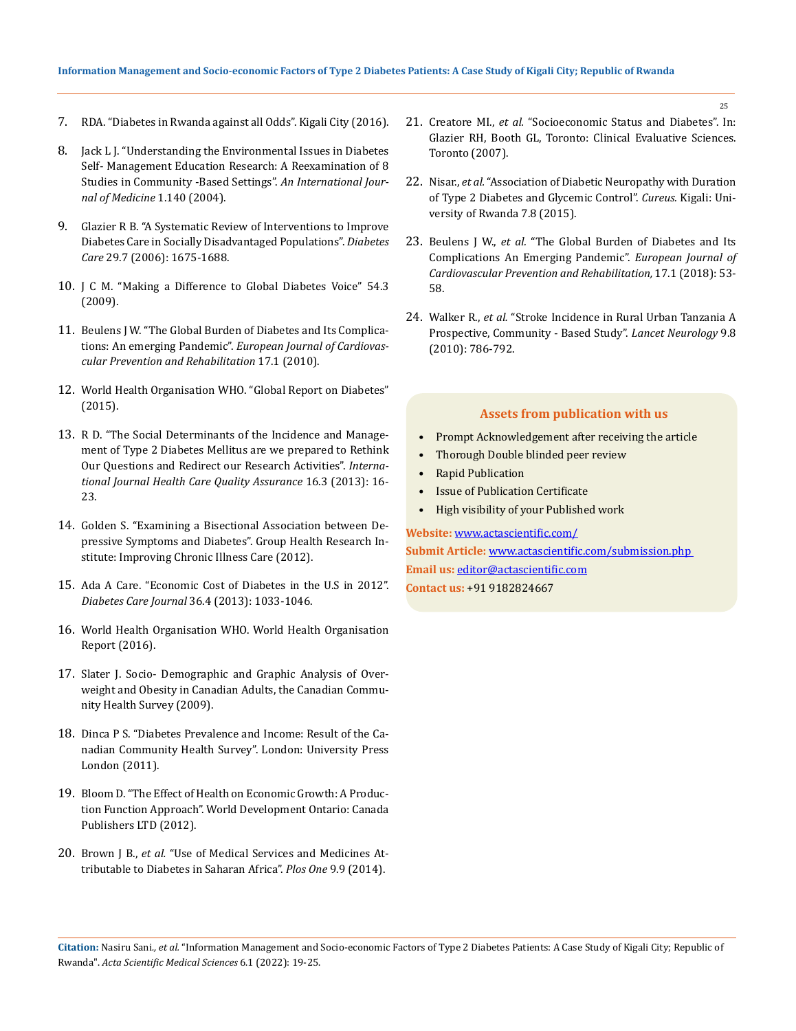7. RDA. "Diabetes in Rwanda against all Odds". Kigali City (2016).

8. Jack L J. "Understanding the Environmental Issues in Diabetes Self- Management Education Research: A Reexamination of 8 Studies in Community -Based Settings". *An International Journal of Medicine* 1.140 (2004).

9. Glazier R B. "A Systematic Review of Interventions to Improve Diabetes Care in Socially Disadvantaged Populations". *Diabetes Care* 29.7 (2006): 1675-1688.

10. J C M. "Making a Difference to Global Diabetes Voice" 54.3 (2009).

11. Beulens J W. "The Global Burden of Diabetes and Its Complications: An emerging Pandemic". *European Journal of Cardiovascular Prevention and Rehabilitation* 17.1 (2010).

12. World Health Organisation WHO. "Global Report on Diabetes" (2015).

13. R D. "The Social Determinants of the Incidence and Management of Type 2 Diabetes Mellitus are we prepared to Rethink Our Questions and Redirect our Research Activities". *International Journal Health Care Quality Assurance* 16.3 (2013): 16-23.

14. Golden S. "Examining a Bisectional Association between Depressive Symptoms and Diabetes". Group Health Research Institute: Improving Chronic Illness Care (2012).

15. Ada A Care. "Economic Cost of Diabetes in the U.S in 2012". *Diabetes Care Journal* 36.4 (2013): 1033-1046.

16. World Health Organisation WHO. World Health Organisation Report (2016).

17. Slater J. Socio- Demographic and Graphic Analysis of Overweight and Obesity in Canadian Adults, the Canadian Community Health Survey (2009).

18. Dinca P S. "Diabetes Prevalence and Income: Result of the Canadian Community Health Survey". London: University Press London (2011).

19. Bloom D. "The Effect of Health on Economic Growth: A Production Function Approach". World Development Ontario: Canada Publishers LTD (2012).

20. Brown J B., *et al.* "Use of Medical Services and Medicines Attributable to Diabetes in Saharan Africa". *Plos One* 9.9 (2014).

21. Creatore MI., *et al.* "Socioeconomic Status and Diabetes". In: Glazier RH, Booth GL, Toronto: Clinical Evaluative Sciences. Toronto (2007).

22. Nisar., *et al.* "Association of Diabetic Neuropathy with Duration of Type 2 Diabetes and Glycemic Control". *Cureus.* Kigali: University of Rwanda 7.8 (2015).

23. Beulens J W., *et al.* "The Global Burden of Diabetes and Its Complications An Emerging Pandemic". *European Journal of Cardiovascular Prevention and Rehabilitation,* 17.1 (2018): 53-58.

24. Walker R., *et al.* "Stroke Incidence in Rural Urban Tanzania A Prospective, Community - Based Study". *Lancet Neurology* 9.8 (2010): 786-792.

**Assets from publication with us**

- Prompt Acknowledgement after receiving the article
- Thorough Double blinded peer review
- Rapid Publication
- Issue of Publication Certificate
- High visibility of your Published work

**Website:** www.actascientific.com/

**Submit Article:** www.actascientific.com/submission.php

**Email us:** editor@actascientific.com

**Contact us:** +91 9182824667